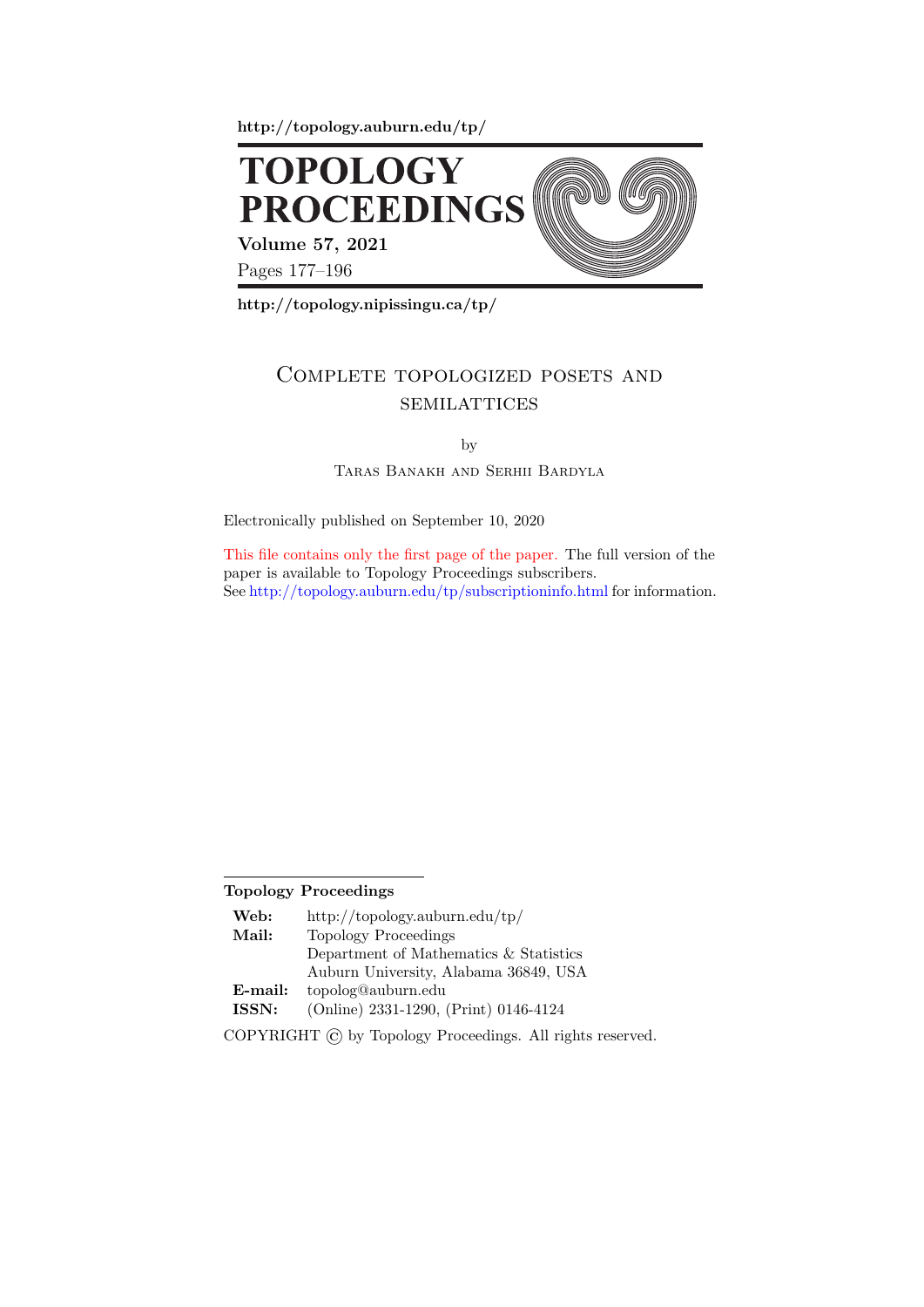http://topology.auburn.edu/tp/

# TOPOLOGY PROCEEDINGS

**Volume 57, 2021**

Pages 177–196

http://topology.nipissingu.ca/tp/

## Complete topologized posets and semilattices

by

Taras Banakh and Serhii Bardyla

Electronically published on September 10, 2020

This file contains only the first page of the paper. The full version of the paper is available to Topology Proceedings subscribers. See http://topology.auburn.edu/tp/subscriptioninfo.html for information.

**Topology Proceedings**

| | |
|---|---|
| **Web:** | http://topology.auburn.edu/tp/ |
| **Mail:** | Topology Proceedings |
| | Department of Mathematics & Statistics |
| | Auburn University, Alabama 36849, USA |
| **E-mail:** | topolog@auburn.edu |
| **ISSN:** | (Online) 2331-1290, (Print) 0146-4124 |

COPYRIGHT © by Topology Proceedings. All rights reserved.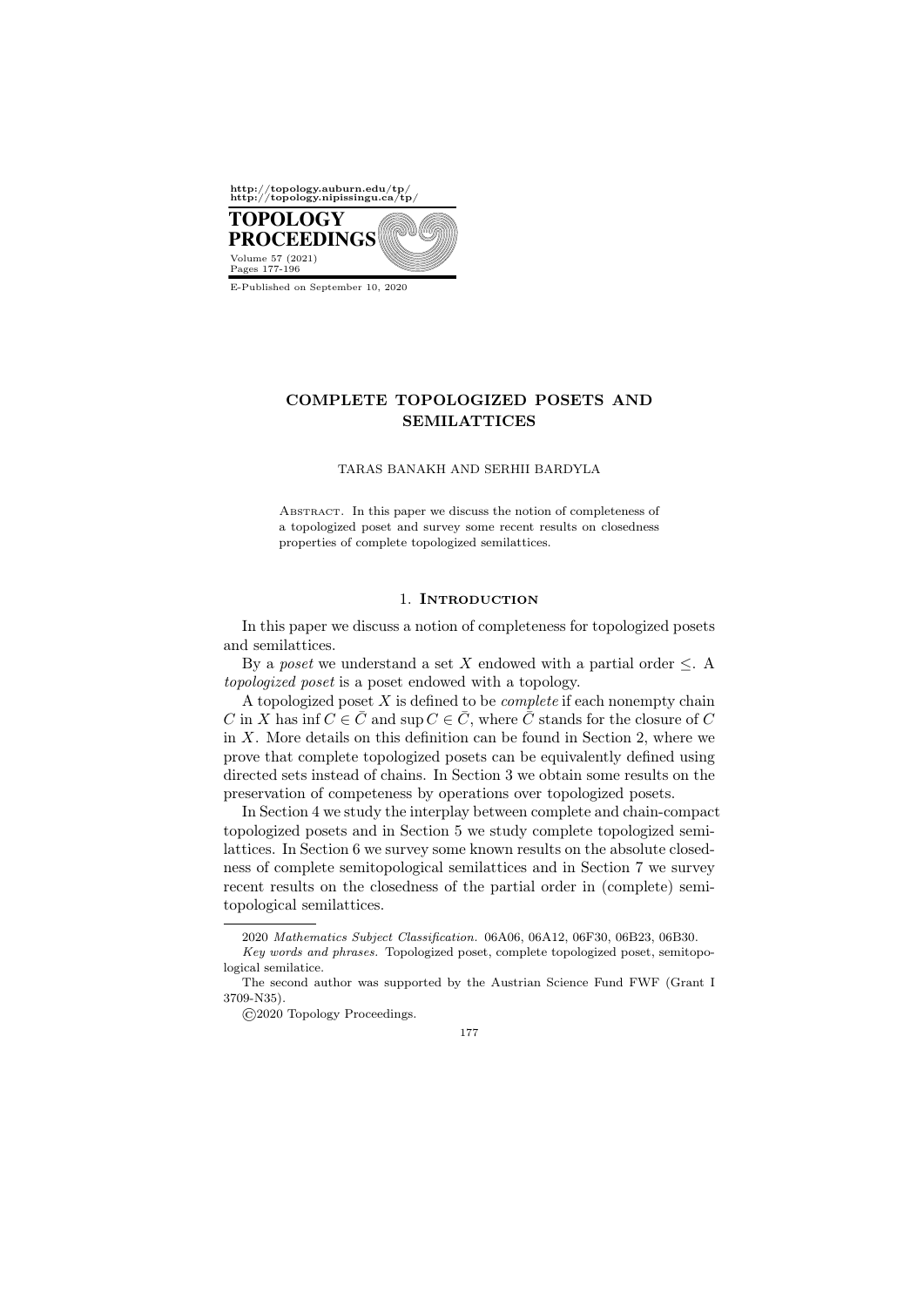# COMPLETE TOPOLOGIZED POSETS AND SEMILATTICES

TARAS BANAKH AND SERHII BARDYLA

Abstract. In this paper we discuss the notion of completeness of a topologized poset and survey some recent results on closedness properties of complete topologized semilattices.

## 1. Introduction

In this paper we discuss a notion of completeness for topologized posets and semilattices.

By a *poset* we understand a set $X$ endowed with a partial order $\leq$. A *topologized poset* is a poset endowed with a topology.

A topologized poset $X$ is defined to be *complete* if each nonempty chain $C$ in $X$ has $\inf C \in \bar{C}$ and $\sup C \in \bar{C}$, where $\bar{C}$ stands for the closure of $C$ in $X$. More details on this definition can be found in Section 2, where we prove that complete topologized posets can be equivalently defined using directed sets instead of chains. In Section 3 we obtain some results on the preservation of competeness by operations over topologized posets.

In Section 4 we study the interplay between complete and chain-compact topologized posets and in Section 5 we study complete topologized semilattices. In Section 6 we survey some known results on the absolute closedness of complete semitopological semilattices and in Section 7 we survey recent results on the closedness of the partial order in (complete) semitopological semilattices.

2020 *Mathematics Subject Classification.* 06A06, 06A12, 06F30, 06B23, 06B30.

*Key words and phrases.* Topologized poset, complete topologized poset, semitopological semilatice.

The second author was supported by the Austrian Science Fund FWF (Grant I 3709-N35).

©2020 Topology Proceedings.